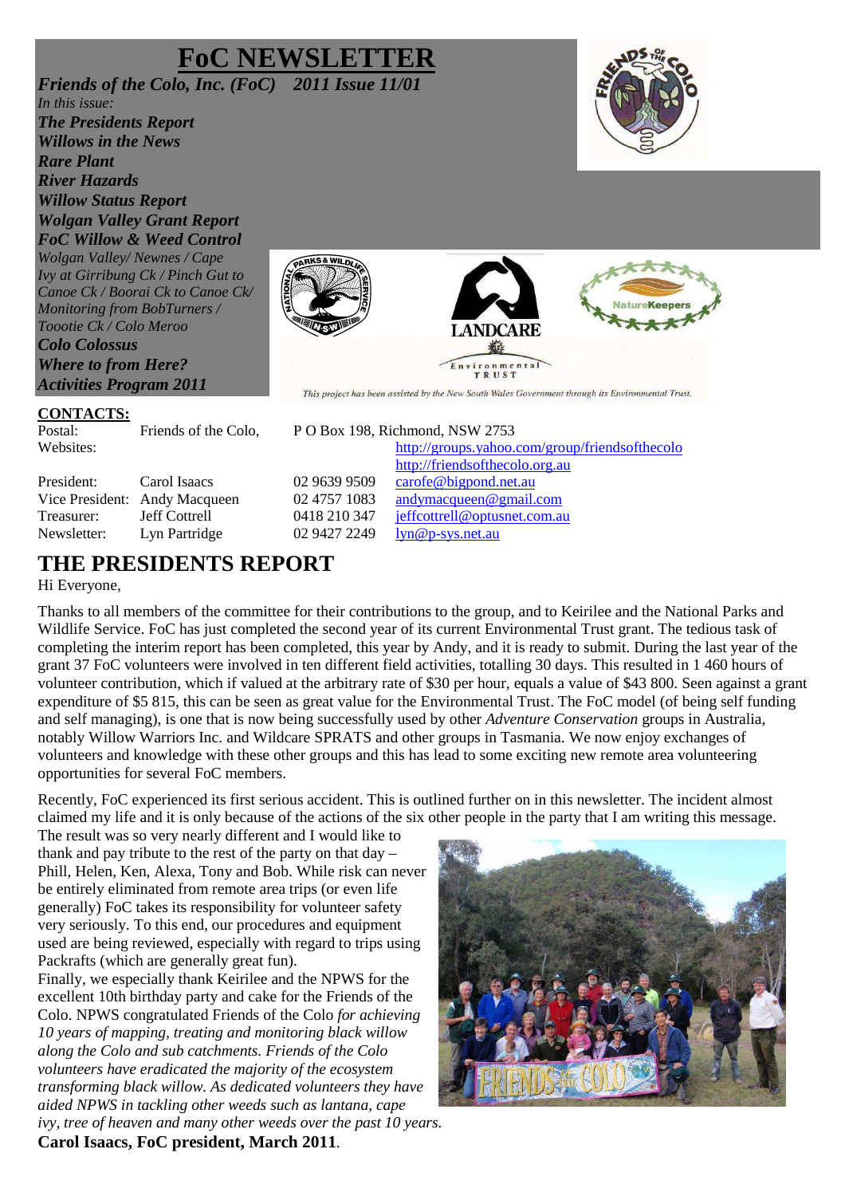# FoC NEWSLETTER

***Friends of the Colo, Inc. (FoC) 2011 Issue 11/01***

*In this issue:*

***The Presidents Report***
***Willows in the News***
***Rare Plant***
***River Hazards***
***Willow Status Report***
***Wolgan Valley Grant Report***
***FoC Willow & Weed Control***
*Wolgan Valley/ Newnes / Cape Ivy at Girribung Ck / Pinch Gut to Canoe Ck / Boorai Ck to Canoe Ck/ Monitoring from BobTurners / Toootie Ck / Colo Meroo*
***Colo Colossus***
***Where to from Here?***
***Activities Program 2011***

*This project has been assisted by the New South Wales Government through its Environmental Trust.*

**CONTACTS:**

| | | | |
|---|---|---|---|
| Postal: | Friends of the Colo, | P O Box 198, Richmond, NSW 2753 | |
| Websites: | | | http://groups.yahoo.com/group/friendsofthecolo |
| | | | http://friendsofthecolo.org.au |
| President: | Carol Isaacs | 02 9639 9509 | carofe@bigpond.net.au |
| Vice President: | Andy Macqueen | 02 4757 1083 | andymacqueen@gmail.com |
| Treasurer: | Jeff Cottrell | 0418 210 347 | jeffcottrell@optusnet.com.au |
| Newsletter: | Lyn Partridge | 02 9427 2249 | lyn@p-sys.net.au |

## THE PRESIDENTS REPORT

Hi Everyone,

Thanks to all members of the committee for their contributions to the group, and to Keirilee and the National Parks and Wildlife Service. FoC has just completed the second year of its current Environmental Trust grant. The tedious task of completing the interim report has been completed, this year by Andy, and it is ready to submit. During the last year of the grant 37 FoC volunteers were involved in ten different field activities, totalling 30 days. This resulted in 1 460 hours of volunteer contribution, which if valued at the arbitrary rate of $30 per hour, equals a value of $43 800. Seen against a grant expenditure of $5 815, this can be seen as great value for the Environmental Trust. The FoC model (of being self funding and self managing), is one that is now being successfully used by other *Adventure Conservation* groups in Australia, notably Willow Warriors Inc. and Wildcare SPRATS and other groups in Tasmania. We now enjoy exchanges of volunteers and knowledge with these other groups and this has lead to some exciting new remote area volunteering opportunities for several FoC members.

Recently, FoC experienced its first serious accident. This is outlined further on in this newsletter. The incident almost claimed my life and it is only because of the actions of the six other people in the party that I am writing this message. The result was so very nearly different and I would like to thank and pay tribute to the rest of the party on that day – Phill, Helen, Ken, Alexa, Tony and Bob. While risk can never be entirely eliminated from remote area trips (or even life generally) FoC takes its responsibility for volunteer safety very seriously. To this end, our procedures and equipment used are being reviewed, especially with regard to trips using Packrafts (which are generally great fun).

Finally, we especially thank Keirilee and the NPWS for the excellent 10th birthday party and cake for the Friends of the Colo. NPWS congratulated Friends of the Colo *for achieving 10 years of mapping, treating and monitoring black willow along the Colo and sub catchments. Friends of the Colo volunteers have eradicated the majority of the ecosystem transforming black willow. As dedicated volunteers they have aided NPWS in tackling other weeds such as lantana, cape ivy, tree of heaven and many other weeds over the past 10 years.*

**Carol Isaacs, FoC president, March 2011**.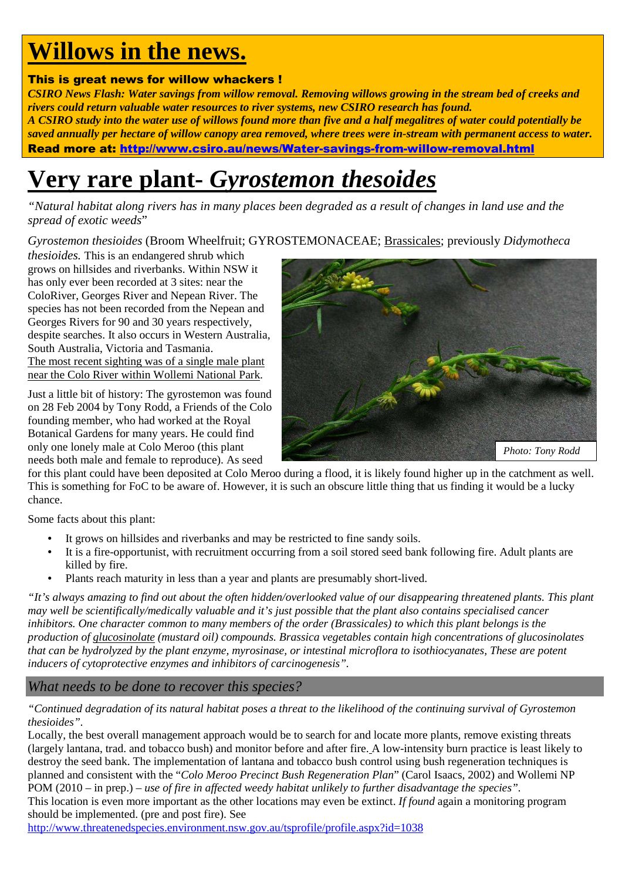# Willows in the news.

**This is great news for willow whackers !**

***CSIRO News Flash: Water savings from willow removal. Removing willows growing in the stream bed of creeks and rivers could return valuable water resources to river systems, new CSIRO research has found.***

***A CSIRO study into the water use of willows found more than five and a half megalitres of water could potentially be saved annually per hectare of willow canopy area removed, where trees were in-stream with permanent access to water.***

**Read more at: [http://www.csiro.au/news/Water-savings-from-willow-removal.html](http://www.csiro.au/news/Water-savings-from-willow-removal.html)**

# Very rare plant- *Gyrostemon thesoides*

*"Natural habitat along rivers has in many places been degraded as a result of changes in land use and the spread of exotic weeds*"

*Gyrostemon thesioides* (Broom Wheelfruit; GYROSTEMONACEAE; Brassicales; previously *Didymotheca thesioides.* This is an endangered shrub which grows on hillsides and riverbanks. Within NSW it has only ever been recorded at 3 sites: near the ColoRiver, Georges River and Nepean River. The species has not been recorded from the Nepean and Georges Rivers for 90 and 30 years respectively, despite searches. It also occurs in Western Australia, South Australia, Victoria and Tasmania. The most recent sighting was of a single male plant near the Colo River within Wollemi National Park.

Photo: Tony Rodd

Just a little bit of history: The gyrostemon was found on 28 Feb 2004 by Tony Rodd, a Friends of the Colo founding member, who had worked at the Royal Botanical Gardens for many years. He could find only one lonely male at Colo Meroo (this plant needs both male and female to reproduce). As seed for this plant could have been deposited at Colo Meroo during a flood, it is likely found higher up in the catchment as well. This is something for FoC to be aware of. However, it is such an obscure little thing that us finding it would be a lucky chance.

Some facts about this plant:

- It grows on hillsides and riverbanks and may be restricted to fine sandy soils.
- It is a fire-opportunist, with recruitment occurring from a soil stored seed bank following fire. Adult plants are killed by fire.
- Plants reach maturity in less than a year and plants are presumably short-lived.

*"It's always amazing to find out about the often hidden/overlooked value of our disappearing threatened plants. This plant may well be scientifically/medically valuable and it's just possible that the plant also contains specialised cancer inhibitors. One character common to many members of the order (Brassicales) to which this plant belongs is the production of glucosinolate (mustard oil) compounds. Brassica vegetables contain high concentrations of glucosinolates that can be hydrolyzed by the plant enzyme, myrosinase, or intestinal microflora to isothiocyanates, These are potent inducers of cytoprotective enzymes and inhibitors of carcinogenesis".*

## *What needs to be done to recover this species?*

*"Continued degradation of its natural habitat poses a threat to the likelihood of the continuing survival of Gyrostemon thesioides".*

Locally, the best overall management approach would be to search for and locate more plants, remove existing threats (largely lantana, trad. and tobacco bush) and monitor before and after fire. A low-intensity burn practice is least likely to destroy the seed bank. The implementation of lantana and tobacco bush control using bush regeneration techniques is planned and consistent with the "*Colo Meroo Precinct Bush Regeneration Plan*" (Carol Isaacs, 2002) and Wollemi NP POM (2010 – in prep.) – *use of fire in affected weedy habitat unlikely to further disadvantage the species".*

This location is even more important as the other locations may even be extinct. *If found* again a monitoring program should be implemented. (pre and post fire). See

[http://www.threatenedspecies.environment.nsw.gov.au/tsprofile/profile.aspx?id=1038](http://www.threatenedspecies.environment.nsw.gov.au/tsprofile/profile.aspx?id=1038)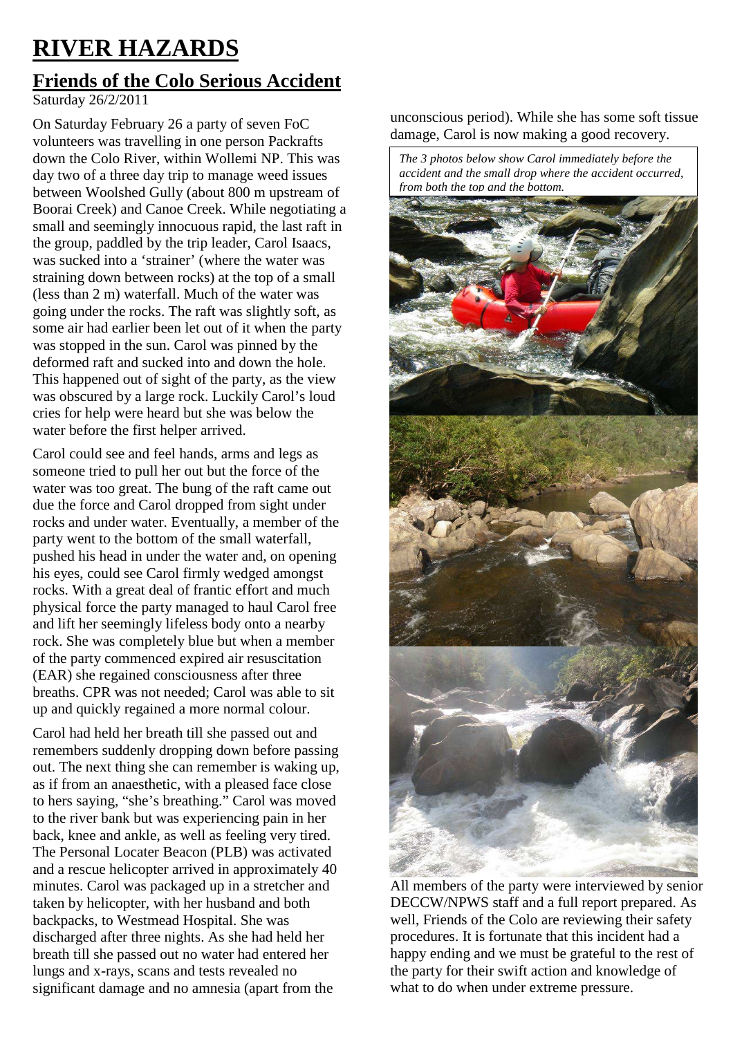# RIVER HAZARDS

## Friends of the Colo Serious Accident

Saturday 26/2/2011

On Saturday February 26 a party of seven FoC volunteers was travelling in one person Packrafts down the Colo River, within Wollemi NP. This was day two of a three day trip to manage weed issues between Woolshed Gully (about 800 m upstream of Boorai Creek) and Canoe Creek. While negotiating a small and seemingly innocuous rapid, the last raft in the group, paddled by the trip leader, Carol Isaacs, was sucked into a 'strainer' (where the water was straining down between rocks) at the top of a small (less than 2 m) waterfall. Much of the water was going under the rocks. The raft was slightly soft, as some air had earlier been let out of it when the party was stopped in the sun. Carol was pinned by the deformed raft and sucked into and down the hole. This happened out of sight of the party, as the view was obscured by a large rock. Luckily Carol's loud cries for help were heard but she was below the water before the first helper arrived.

Carol could see and feel hands, arms and legs as someone tried to pull her out but the force of the water was too great. The bung of the raft came out due the force and Carol dropped from sight under rocks and under water. Eventually, a member of the party went to the bottom of the small waterfall, pushed his head in under the water and, on opening his eyes, could see Carol firmly wedged amongst rocks. With a great deal of frantic effort and much physical force the party managed to haul Carol free and lift her seemingly lifeless body onto a nearby rock. She was completely blue but when a member of the party commenced expired air resuscitation (EAR) she regained consciousness after three breaths. CPR was not needed; Carol was able to sit up and quickly regained a more normal colour.

Carol had held her breath till she passed out and remembers suddenly dropping down before passing out. The next thing she can remember is waking up, as if from an anaesthetic, with a pleased face close to hers saying, "she's breathing." Carol was moved to the river bank but was experiencing pain in her back, knee and ankle, as well as feeling very tired. The Personal Locater Beacon (PLB) was activated and a rescue helicopter arrived in approximately 40 minutes. Carol was packaged up in a stretcher and taken by helicopter, with her husband and both backpacks, to Westmead Hospital. She was discharged after three nights. As she had held her breath till she passed out no water had entered her lungs and x-rays, scans and tests revealed no significant damage and no amnesia (apart from the unconscious period). While she has some soft tissue damage, Carol is now making a good recovery.

*The 3 photos below show Carol immediately before the accident and the small drop where the accident occurred, from both the top and the bottom.*

All members of the party were interviewed by senior DECCW/NPWS staff and a full report prepared. As well, Friends of the Colo are reviewing their safety procedures. It is fortunate that this incident had a happy ending and we must be grateful to the rest of the party for their swift action and knowledge of what to do when under extreme pressure.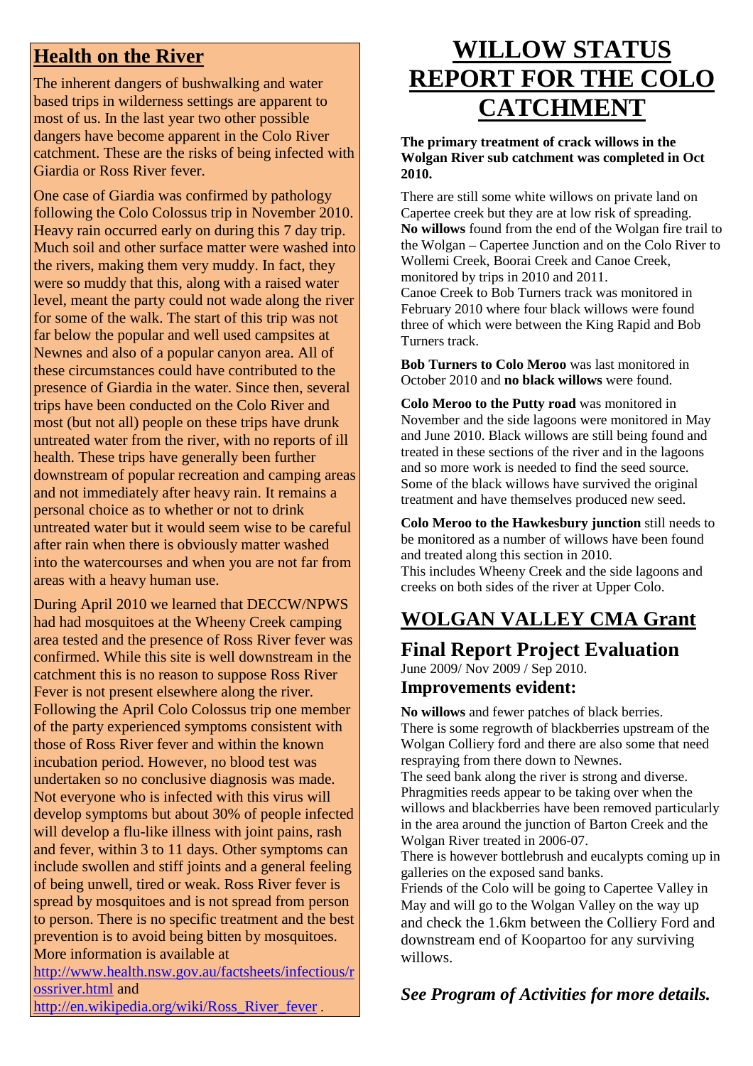## Health on the River

The inherent dangers of bushwalking and water based trips in wilderness settings are apparent to most of us. In the last year two other possible dangers have become apparent in the Colo River catchment. These are the risks of being infected with Giardia or Ross River fever.

One case of Giardia was confirmed by pathology following the Colo Colossus trip in November 2010. Heavy rain occurred early on during this 7 day trip. Much soil and other surface matter were washed into the rivers, making them very muddy. In fact, they were so muddy that this, along with a raised water level, meant the party could not wade along the river for some of the walk. The start of this trip was not far below the popular and well used campsites at Newnes and also of a popular canyon area. All of these circumstances could have contributed to the presence of Giardia in the water. Since then, several trips have been conducted on the Colo River and most (but not all) people on these trips have drunk untreated water from the river, with no reports of ill health. These trips have generally been further downstream of popular recreation and camping areas and not immediately after heavy rain. It remains a personal choice as to whether or not to drink untreated water but it would seem wise to be careful after rain when there is obviously matter washed into the watercourses and when you are not far from areas with a heavy human use.

During April 2010 we learned that DECCW/NPWS had had mosquitoes at the Wheeny Creek camping area tested and the presence of Ross River fever was confirmed. While this site is well downstream in the catchment this is no reason to suppose Ross River Fever is not present elsewhere along the river. Following the April Colo Colossus trip one member of the party experienced symptoms consistent with those of Ross River fever and within the known incubation period. However, no blood test was undertaken so no conclusive diagnosis was made. Not everyone who is infected with this virus will develop symptoms but about 30% of people infected will develop a flu-like illness with joint pains, rash and fever, within 3 to 11 days. Other symptoms can include swollen and stiff joints and a general feeling of being unwell, tired or weak. Ross River fever is spread by mosquitoes and is not spread from person to person. There is no specific treatment and the best prevention is to avoid being bitten by mosquitoes. More information is available at http://www.health.nsw.gov.au/factsheets/infectious/rossriver.html and http://en.wikipedia.org/wiki/Ross_River_fever .

# WILLOW STATUS REPORT FOR THE COLO CATCHMENT

**The primary treatment of crack willows in the Wolgan River sub catchment was completed in Oct 2010.**

There are still some white willows on private land on Capertee creek but they are at low risk of spreading.
**No willows** found from the end of the Wolgan fire trail to the Wolgan – Capertee Junction and on the Colo River to Wollemi Creek, Boorai Creek and Canoe Creek, monitored by trips in 2010 and 2011.
Canoe Creek to Bob Turners track was monitored in February 2010 where four black willows were found three of which were between the King Rapid and Bob Turners track.

**Bob Turners to Colo Meroo** was last monitored in October 2010 and **no black willows** were found.

**Colo Meroo to the Putty road** was monitored in November and the side lagoons were monitored in May and June 2010. Black willows are still being found and treated in these sections of the river and in the lagoons and so more work is needed to find the seed source. Some of the black willows have survived the original treatment and have themselves produced new seed.

**Colo Meroo to the Hawkesbury junction** still needs to be monitored as a number of willows have been found and treated along this section in 2010.
This includes Wheeny Creek and the side lagoons and creeks on both sides of the river at Upper Colo.

## WOLGAN VALLEY CMA Grant

### Final Report Project Evaluation

June 2009/ Nov 2009 / Sep 2010.

### Improvements evident:

**No willows** and fewer patches of black berries.
There is some regrowth of blackberries upstream of the Wolgan Colliery ford and there are also some that need respraying from there down to Newnes.
The seed bank along the river is strong and diverse.
Phragmities reeds appear to be taking over when the willows and blackberries have been removed particularly in the area around the junction of Barton Creek and the Wolgan River treated in 2006-07.
There is however bottlebrush and eucalypts coming up in galleries on the exposed sand banks.
Friends of the Colo will be going to Capertee Valley in May and will go to the Wolgan Valley on the way up and check the 1.6km between the Colliery Ford and downstream end of Koopartoo for any surviving willows.

***See Program of Activities for more details.***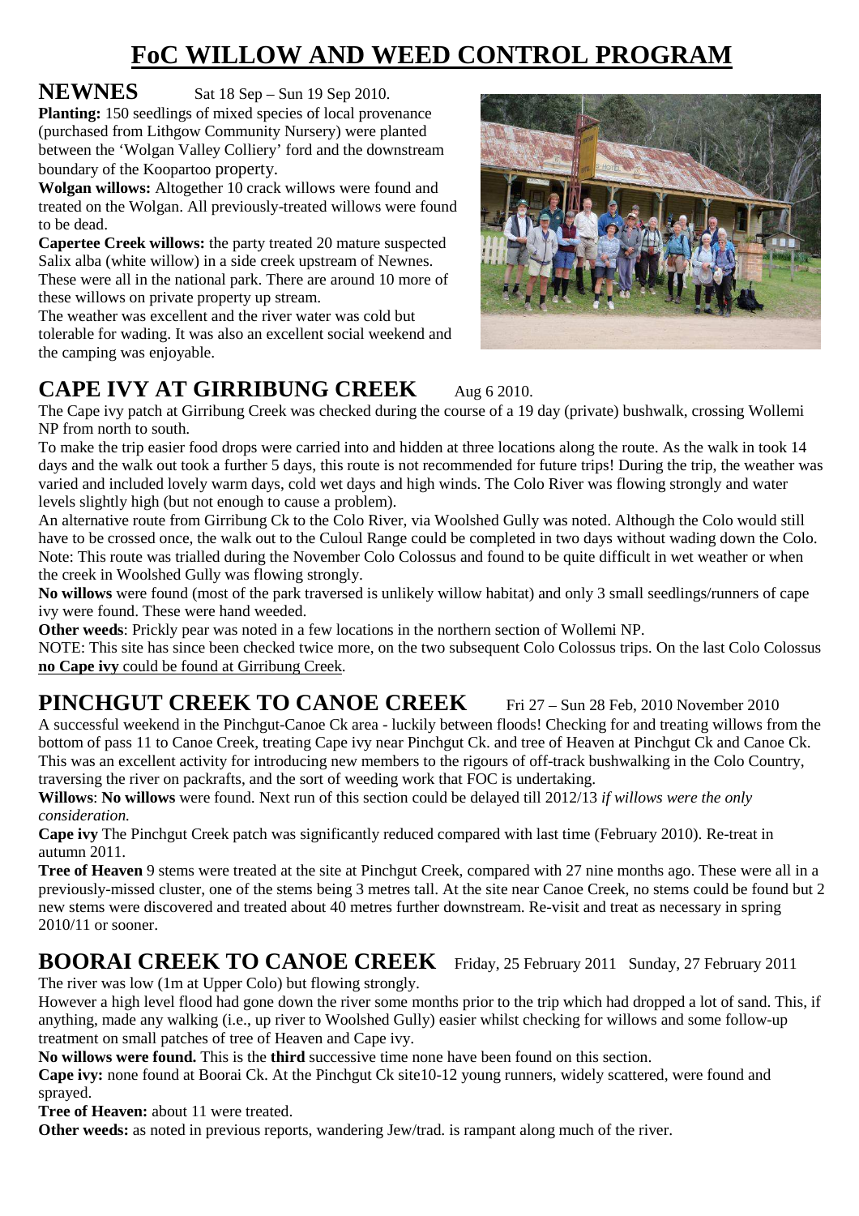# FoC WILLOW AND WEED CONTROL PROGRAM

## NEWNES

Sat 18 Sep – Sun 19 Sep 2010.

**Planting:** 150 seedlings of mixed species of local provenance (purchased from Lithgow Community Nursery) were planted between the 'Wolgan Valley Colliery' ford and the downstream boundary of the Koopartoo property.

**Wolgan willows:** Altogether 10 crack willows were found and treated on the Wolgan. All previously-treated willows were found to be dead.

**Capertee Creek willows:** the party treated 20 mature suspected Salix alba (white willow) in a side creek upstream of Newnes. These were all in the national park. There are around 10 more of these willows on private property up stream.

The weather was excellent and the river water was cold but tolerable for wading. It was also an excellent social weekend and the camping was enjoyable.

## CAPE IVY AT GIRRIBUNG CREEK

Aug 6 2010.

The Cape ivy patch at Girribung Creek was checked during the course of a 19 day (private) bushwalk, crossing Wollemi NP from north to south.

To make the trip easier food drops were carried into and hidden at three locations along the route. As the walk in took 14 days and the walk out took a further 5 days, this route is not recommended for future trips! During the trip, the weather was varied and included lovely warm days, cold wet days and high winds. The Colo River was flowing strongly and water levels slightly high (but not enough to cause a problem).

An alternative route from Girribung Ck to the Colo River, via Woolshed Gully was noted. Although the Colo would still have to be crossed once, the walk out to the Culoul Range could be completed in two days without wading down the Colo. Note: This route was trialled during the November Colo Colossus and found to be quite difficult in wet weather or when the creek in Woolshed Gully was flowing strongly.

**No willows** were found (most of the park traversed is unlikely willow habitat) and only 3 small seedlings/runners of cape ivy were found. These were hand weeded.

**Other weeds**: Prickly pear was noted in a few locations in the northern section of Wollemi NP.

NOTE: This site has since been checked twice more, on the two subsequent Colo Colossus trips. On the last Colo Colossus **no Cape ivy** could be found at Girribung Creek.

## PINCHGUT CREEK TO CANOE CREEK

Fri 27 – Sun 28 Feb, 2010 November 2010

A successful weekend in the Pinchgut-Canoe Ck area - luckily between floods! Checking for and treating willows from the bottom of pass 11 to Canoe Creek, treating Cape ivy near Pinchgut Ck. and tree of Heaven at Pinchgut Ck and Canoe Ck. This was an excellent activity for introducing new members to the rigours of off-track bushwalking in the Colo Country, traversing the river on packrafts, and the sort of weeding work that FOC is undertaking.

**Willows**: **No willows** were found. Next run of this section could be delayed till 2012/13 *if willows were the only consideration.*

**Cape ivy** The Pinchgut Creek patch was significantly reduced compared with last time (February 2010). Re-treat in autumn 2011.

**Tree of Heaven** 9 stems were treated at the site at Pinchgut Creek, compared with 27 nine months ago. These were all in a previously-missed cluster, one of the stems being 3 metres tall. At the site near Canoe Creek, no stems could be found but 2 new stems were discovered and treated about 40 metres further downstream. Re-visit and treat as necessary in spring 2010/11 or sooner.

## BOORAI CREEK TO CANOE CREEK

Friday, 25 February 2011 Sunday, 27 February 2011

The river was low (1m at Upper Colo) but flowing strongly.

However a high level flood had gone down the river some months prior to the trip which had dropped a lot of sand. This, if anything, made any walking (i.e., up river to Woolshed Gully) easier whilst checking for willows and some follow-up treatment on small patches of tree of Heaven and Cape ivy.

**No willows were found.** This is the **third** successive time none have been found on this section.

**Cape ivy:** none found at Boorai Ck. At the Pinchgut Ck site10-12 young runners, widely scattered, were found and sprayed.

**Tree of Heaven:** about 11 were treated.

**Other weeds:** as noted in previous reports, wandering Jew/trad. is rampant along much of the river.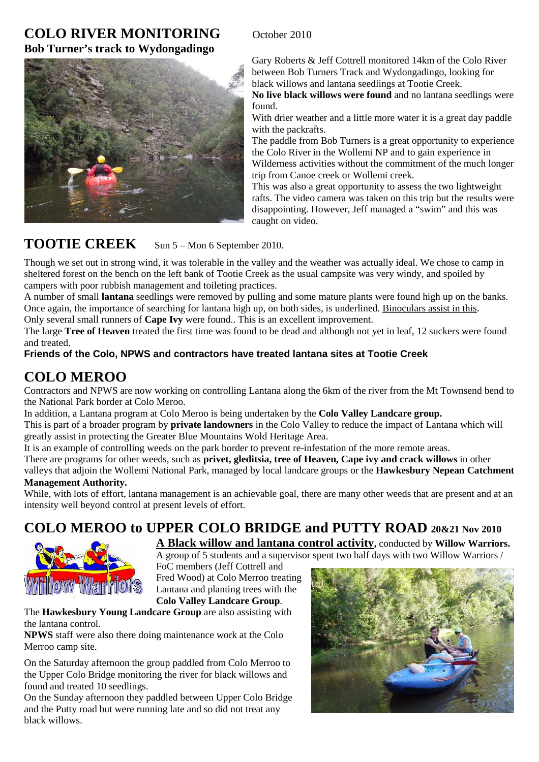## COLO RIVER MONITORING

October 2010

**Bob Turner's track to Wydongadingo**

Gary Roberts & Jeff Cottrell monitored 14km of the Colo River between Bob Turners Track and Wydongadingo, looking for black willows and lantana seedlings at Tootie Creek.

**No live black willows were found** and no lantana seedlings were found.

With drier weather and a little more water it is a great day paddle with the packrafts.

The paddle from Bob Turners is a great opportunity to experience the Colo River in the Wollemi NP and to gain experience in Wilderness activities without the commitment of the much longer trip from Canoe creek or Wollemi creek.

This was also a great opportunity to assess the two lightweight rafts. The video camera was taken on this trip but the results were disappointing. However, Jeff managed a "swim" and this was caught on video.

## TOOTIE CREEK

Sun 5 – Mon 6 September 2010.

Though we set out in strong wind, it was tolerable in the valley and the weather was actually ideal. We chose to camp in sheltered forest on the bench on the left bank of Tootie Creek as the usual campsite was very windy, and spoiled by campers with poor rubbish management and toileting practices.

A number of small **lantana** seedlings were removed by pulling and some mature plants were found high up on the banks. Once again, the importance of searching for lantana high up, on both sides, is underlined. Binoculars assist in this.

Only several small runners of **Cape Ivy** were found.. This is an excellent improvement.

The large **Tree of Heaven** treated the first time was found to be dead and although not yet in leaf, 12 suckers were found and treated.

**Friends of the Colo, NPWS and contractors have treated lantana sites at Tootie Creek**

## COLO MEROO

Contractors and NPWS are now working on controlling Lantana along the 6km of the river from the Mt Townsend bend to the National Park border at Colo Meroo.

In addition, a Lantana program at Colo Meroo is being undertaken by the **Colo Valley Landcare group.**

This is part of a broader program by **private landowners** in the Colo Valley to reduce the impact of Lantana which will greatly assist in protecting the Greater Blue Mountains Wold Heritage Area.

It is an example of controlling weeds on the park border to prevent re-infestation of the more remote areas.

There are programs for other weeds, such as **privet, gleditsia, tree of Heaven, Cape ivy and crack willows** in other valleys that adjoin the Wollemi National Park, managed by local landcare groups or the **Hawkesbury Nepean Catchment Management Authority.**

While, with lots of effort, lantana management is an achievable goal, there are many other weeds that are present and at an intensity well beyond control at present levels of effort.

## COLO MEROO to UPPER COLO BRIDGE and PUTTY ROAD 20&21 Nov 2010

**A Black willow and lantana control activity**, conducted by **Willow Warriors.**

A group of 5 students and a supervisor spent two half days with two Willow Warriors / FoC members (Jeff Cottrell and Fred Wood) at Colo Merroo treating Lantana and planting trees with the **Colo Valley Landcare Group**.

The **Hawkesbury Young Landcare Group** are also assisting with the lantana control.

**NPWS** staff were also there doing maintenance work at the Colo Merroo camp site.

On the Saturday afternoon the group paddled from Colo Merroo to the Upper Colo Bridge monitoring the river for black willows and found and treated 10 seedlings.

On the Sunday afternoon they paddled between Upper Colo Bridge and the Putty road but were running late and so did not treat any black willows.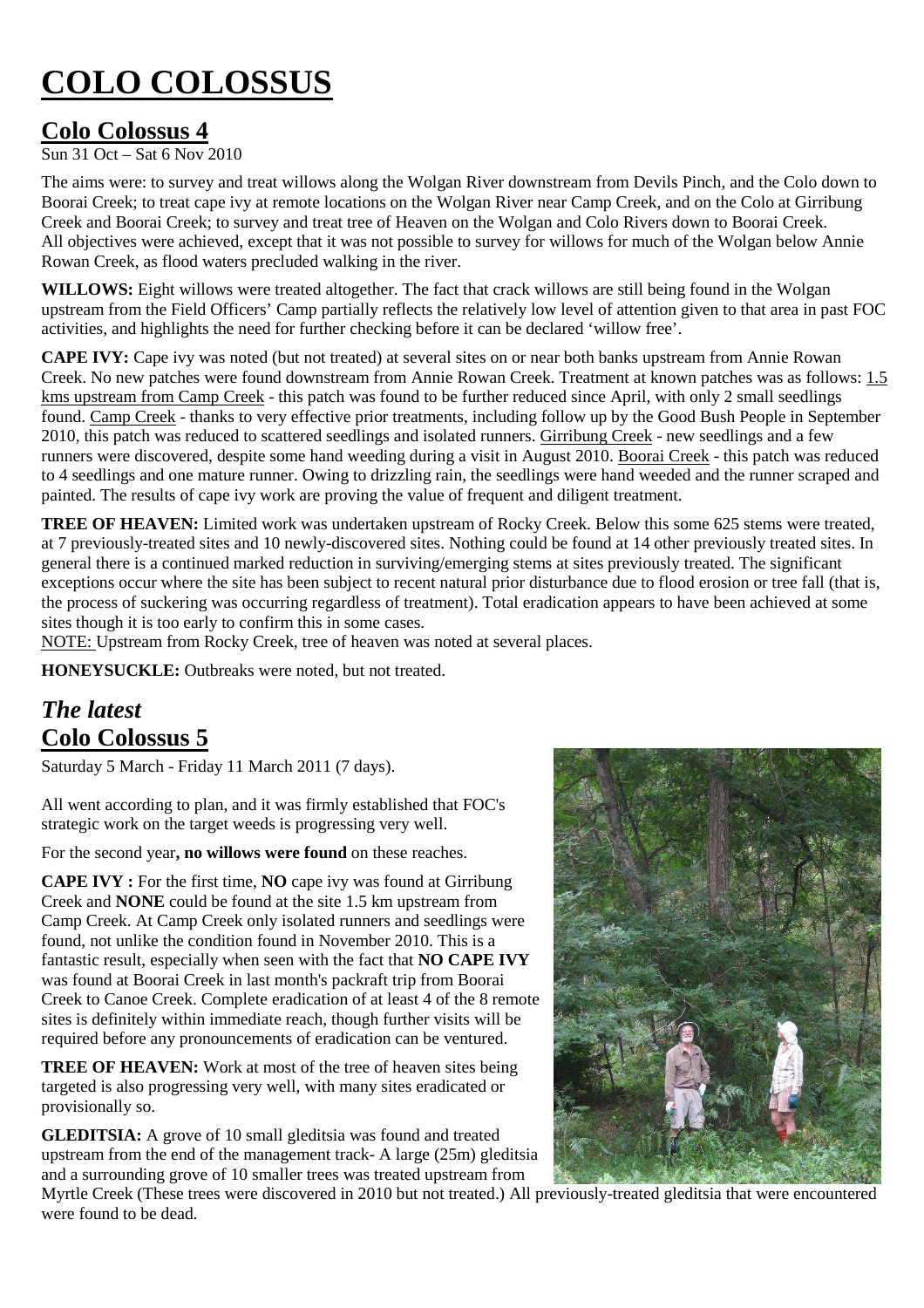# COLO COLOSSUS

## Colo Colossus 4

Sun 31 Oct – Sat 6 Nov 2010

The aims were: to survey and treat willows along the Wolgan River downstream from Devils Pinch, and the Colo down to Boorai Creek; to treat cape ivy at remote locations on the Wolgan River near Camp Creek, and on the Colo at Girribung Creek and Boorai Creek; to survey and treat tree of Heaven on the Wolgan and Colo Rivers down to Boorai Creek. All objectives were achieved, except that it was not possible to survey for willows for much of the Wolgan below Annie Rowan Creek, as flood waters precluded walking in the river.

**WILLOWS:** Eight willows were treated altogether. The fact that crack willows are still being found in the Wolgan upstream from the Field Officers' Camp partially reflects the relatively low level of attention given to that area in past FOC activities, and highlights the need for further checking before it can be declared 'willow free'.

**CAPE IVY:** Cape ivy was noted (but not treated) at several sites on or near both banks upstream from Annie Rowan Creek. No new patches were found downstream from Annie Rowan Creek. Treatment at known patches was as follows: 1.5 kms upstream from Camp Creek - this patch was found to be further reduced since April, with only 2 small seedlings found. Camp Creek - thanks to very effective prior treatments, including follow up by the Good Bush People in September 2010, this patch was reduced to scattered seedlings and isolated runners. Girribung Creek - new seedlings and a few runners were discovered, despite some hand weeding during a visit in August 2010. Boorai Creek - this patch was reduced to 4 seedlings and one mature runner. Owing to drizzling rain, the seedlings were hand weeded and the runner scraped and painted. The results of cape ivy work are proving the value of frequent and diligent treatment.

**TREE OF HEAVEN:** Limited work was undertaken upstream of Rocky Creek. Below this some 625 stems were treated, at 7 previously-treated sites and 10 newly-discovered sites. Nothing could be found at 14 other previously treated sites. In general there is a continued marked reduction in surviving/emerging stems at sites previously treated. The significant exceptions occur where the site has been subject to recent natural prior disturbance due to flood erosion or tree fall (that is, the process of suckering was occurring regardless of treatment). Total eradication appears to have been achieved at some sites though it is too early to confirm this in some cases.

NOTE: Upstream from Rocky Creek, tree of heaven was noted at several places.

**HONEYSUCKLE:** Outbreaks were noted, but not treated.

## *The latest*
## Colo Colossus 5

Saturday 5 March - Friday 11 March 2011 (7 days).

All went according to plan, and it was firmly established that FOC's strategic work on the target weeds is progressing very well.

For the second year**, no willows were found** on these reaches.

**CAPE IVY :** For the first time, **NO** cape ivy was found at Girribung Creek and **NONE** could be found at the site 1.5 km upstream from Camp Creek. At Camp Creek only isolated runners and seedlings were found, not unlike the condition found in November 2010. This is a fantastic result, especially when seen with the fact that **NO CAPE IVY** was found at Boorai Creek in last month's packraft trip from Boorai Creek to Canoe Creek. Complete eradication of at least 4 of the 8 remote sites is definitely within immediate reach, though further visits will be required before any pronouncements of eradication can be ventured.

**TREE OF HEAVEN:** Work at most of the tree of heaven sites being targeted is also progressing very well, with many sites eradicated or provisionally so.

**GLEDITSIA:** A grove of 10 small gleditsia was found and treated upstream from the end of the management track- A large (25m) gleditsia and a surrounding grove of 10 smaller trees was treated upstream from Myrtle Creek (These trees were discovered in 2010 but not treated.) All previously-treated gleditsia that were encountered were found to be dead.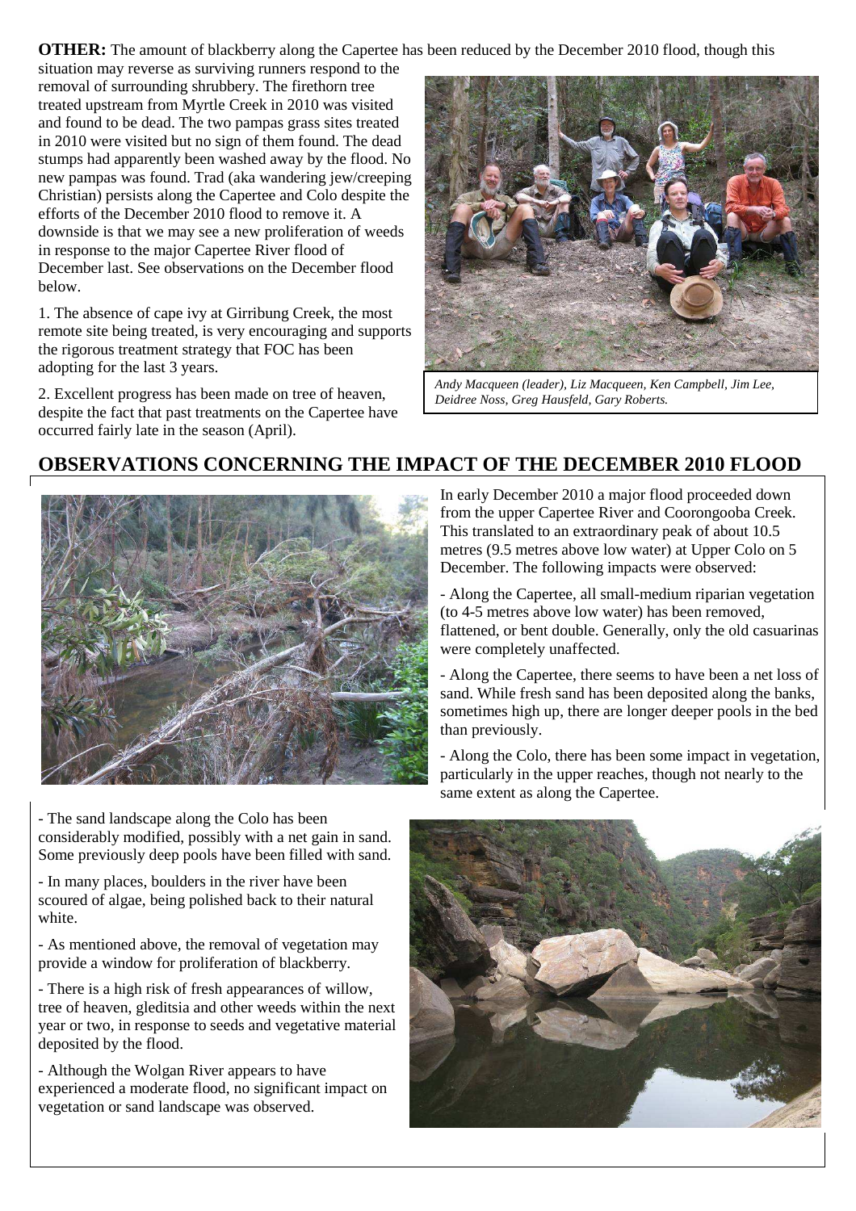**OTHER:** The amount of blackberry along the Capertee has been reduced by the December 2010 flood, though this situation may reverse as surviving runners respond to the removal of surrounding shrubbery. The firethorn tree treated upstream from Myrtle Creek in 2010 was visited and found to be dead. The two pampas grass sites treated in 2010 were visited but no sign of them found. The dead stumps had apparently been washed away by the flood. No new pampas was found. Trad (aka wandering jew/creeping Christian) persists along the Capertee and Colo despite the efforts of the December 2010 flood to remove it. A downside is that we may see a new proliferation of weeds in response to the major Capertee River flood of December last. See observations on the December flood below.

1. The absence of cape ivy at Girribung Creek, the most remote site being treated, is very encouraging and supports the rigorous treatment strategy that FOC has been adopting for the last 3 years.

2. Excellent progress has been made on tree of heaven, despite the fact that past treatments on the Capertee have occurred fairly late in the season (April).

*Andy Macqueen (leader), Liz Macqueen, Ken Campbell, Jim Lee, Deidree Noss, Greg Hausfeld, Gary Roberts.*

## OBSERVATIONS CONCERNING THE IMPACT OF THE DECEMBER 2010 FLOOD

In early December 2010 a major flood proceeded down from the upper Capertee River and Coorongooba Creek. This translated to an extraordinary peak of about 10.5 metres (9.5 metres above low water) at Upper Colo on 5 December. The following impacts were observed:

- Along the Capertee, all small-medium riparian vegetation (to 4-5 metres above low water) has been removed, flattened, or bent double. Generally, only the old casuarinas were completely unaffected.

- Along the Capertee, there seems to have been a net loss of sand. While fresh sand has been deposited along the banks, sometimes high up, there are longer deeper pools in the bed than previously.

- Along the Colo, there has been some impact in vegetation, particularly in the upper reaches, though not nearly to the same extent as along the Capertee.

- The sand landscape along the Colo has been considerably modified, possibly with a net gain in sand. Some previously deep pools have been filled with sand.

- In many places, boulders in the river have been scoured of algae, being polished back to their natural white.

- As mentioned above, the removal of vegetation may provide a window for proliferation of blackberry.

- There is a high risk of fresh appearances of willow, tree of heaven, gleditsia and other weeds within the next year or two, in response to seeds and vegetative material deposited by the flood.

- Although the Wolgan River appears to have experienced a moderate flood, no significant impact on vegetation or sand landscape was observed.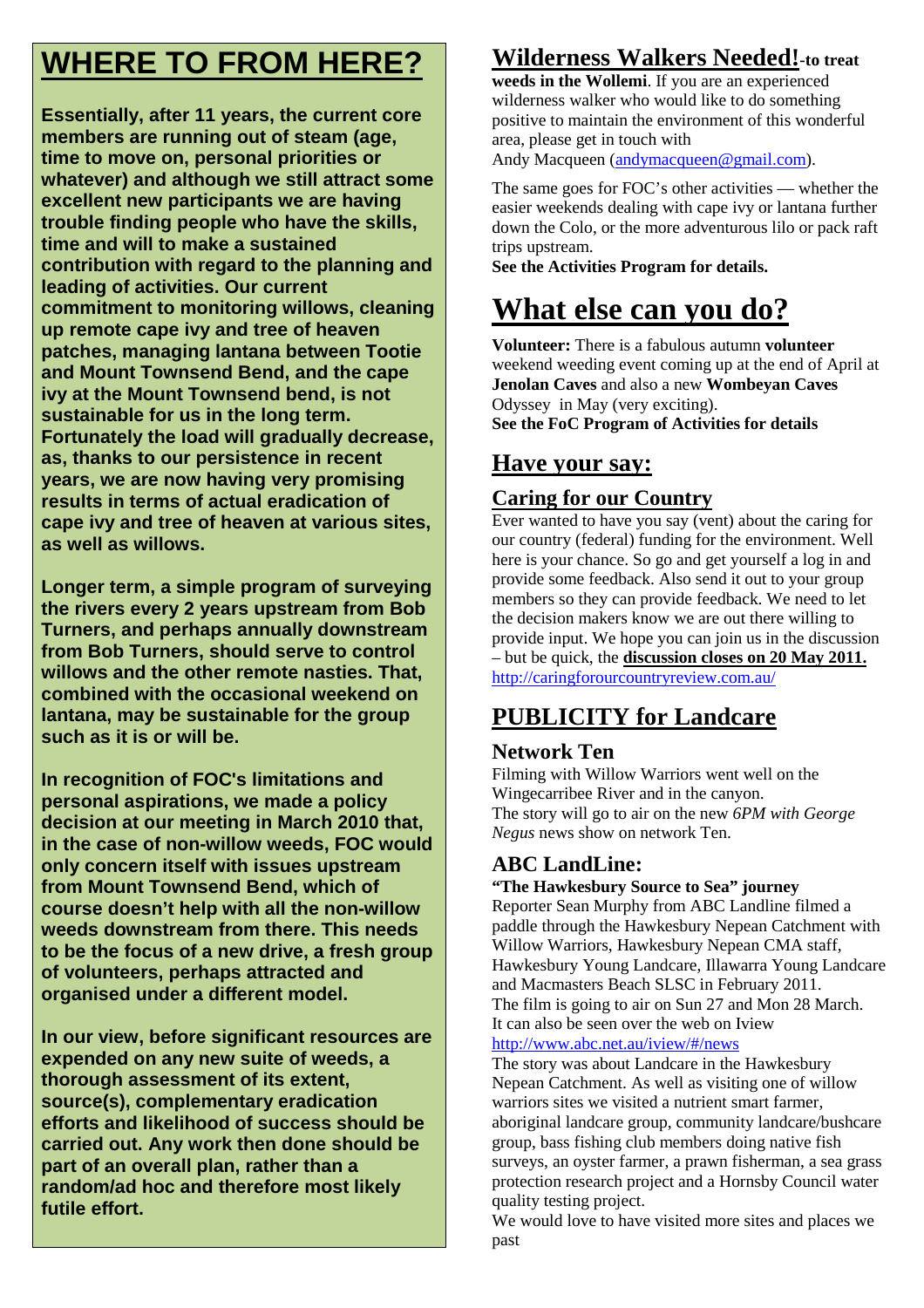# WHERE TO FROM HERE?

**Essentially, after 11 years, the current core members are running out of steam (age, time to move on, personal priorities or whatever) and although we still attract some excellent new participants we are having trouble finding people who have the skills, time and will to make a sustained contribution with regard to the planning and leading of activities. Our current commitment to monitoring willows, cleaning up remote cape ivy and tree of heaven patches, managing lantana between Tootie and Mount Townsend Bend, and the cape ivy at the Mount Townsend bend, is not sustainable for us in the long term. Fortunately the load will gradually decrease, as, thanks to our persistence in recent years, we are now having very promising results in terms of actual eradication of cape ivy and tree of heaven at various sites, as well as willows.**

**Longer term, a simple program of surveying the rivers every 2 years upstream from Bob Turners, and perhaps annually downstream from Bob Turners, should serve to control willows and the other remote nasties. That, combined with the occasional weekend on lantana, may be sustainable for the group such as it is or will be.**

**In recognition of FOC's limitations and personal aspirations, we made a policy decision at our meeting in March 2010 that, in the case of non-willow weeds, FOC would only concern itself with issues upstream from Mount Townsend Bend, which of course doesn't help with all the non-willow weeds downstream from there. This needs to be the focus of a new drive, a fresh group of volunteers, perhaps attracted and organised under a different model.**

**In our view, before significant resources are expended on any new suite of weeds, a thorough assessment of its extent, source(s), complementary eradication efforts and likelihood of success should be carried out. Any work then done should be part of an overall plan, rather than a random/ad hoc and therefore most likely futile effort.**

## Wilderness Walkers Needed!-to treat weeds in the Wollemi

**Wilderness Walkers Needed!**-**to treat weeds in the Wollemi**. If you are an experienced wilderness walker who would like to do something positive to maintain the environment of this wonderful area, please get in touch with Andy Macqueen (andymacqueen@gmail.com).

The same goes for FOC's other activities — whether the easier weekends dealing with cape ivy or lantana further down the Colo, or the more adventurous lilo or pack raft trips upstream.
**See the Activities Program for details.**

# What else can you do?

**Volunteer:** There is a fabulous autumn **volunteer** weekend weeding event coming up at the end of April at **Jenolan Caves** and also a new **Wombeyan Caves** Odyssey in May (very exciting).
**See the FoC Program of Activities for details**

## Have your say:

### Caring for our Country

Ever wanted to have you say (vent) about the caring for our country (federal) funding for the environment. Well here is your chance. So go and get yourself a log in and provide some feedback. Also send it out to your group members so they can provide feedback. We need to let the decision makers know we are out there willing to provide input. We hope you can join us in the discussion – but be quick, the **discussion closes on 20 May 2011.**
http://caringforourcountryreview.com.au/

## PUBLICITY for Landcare

### Network Ten

Filming with Willow Warriors went well on the Wingecarribee River and in the canyon.
The story will go to air on the new *6PM with George Negus* news show on network Ten.

### ABC LandLine:

**"The Hawkesbury Source to Sea" journey**
Reporter Sean Murphy from ABC Landline filmed a paddle through the Hawkesbury Nepean Catchment with Willow Warriors, Hawkesbury Nepean CMA staff, Hawkesbury Young Landcare, Illawarra Young Landcare and Macmasters Beach SLSC in February 2011.
The film is going to air on Sun 27 and Mon 28 March.
It can also be seen over the web on Iview
http://www.abc.net.au/iview/#/news
The story was about Landcare in the Hawkesbury Nepean Catchment. As well as visiting one of willow warriors sites we visited a nutrient smart farmer, aboriginal landcare group, community landcare/bushcare group, bass fishing club members doing native fish surveys, an oyster farmer, a prawn fisherman, a sea grass protection research project and a Hornsby Council water quality testing project.
We would love to have visited more sites and places we past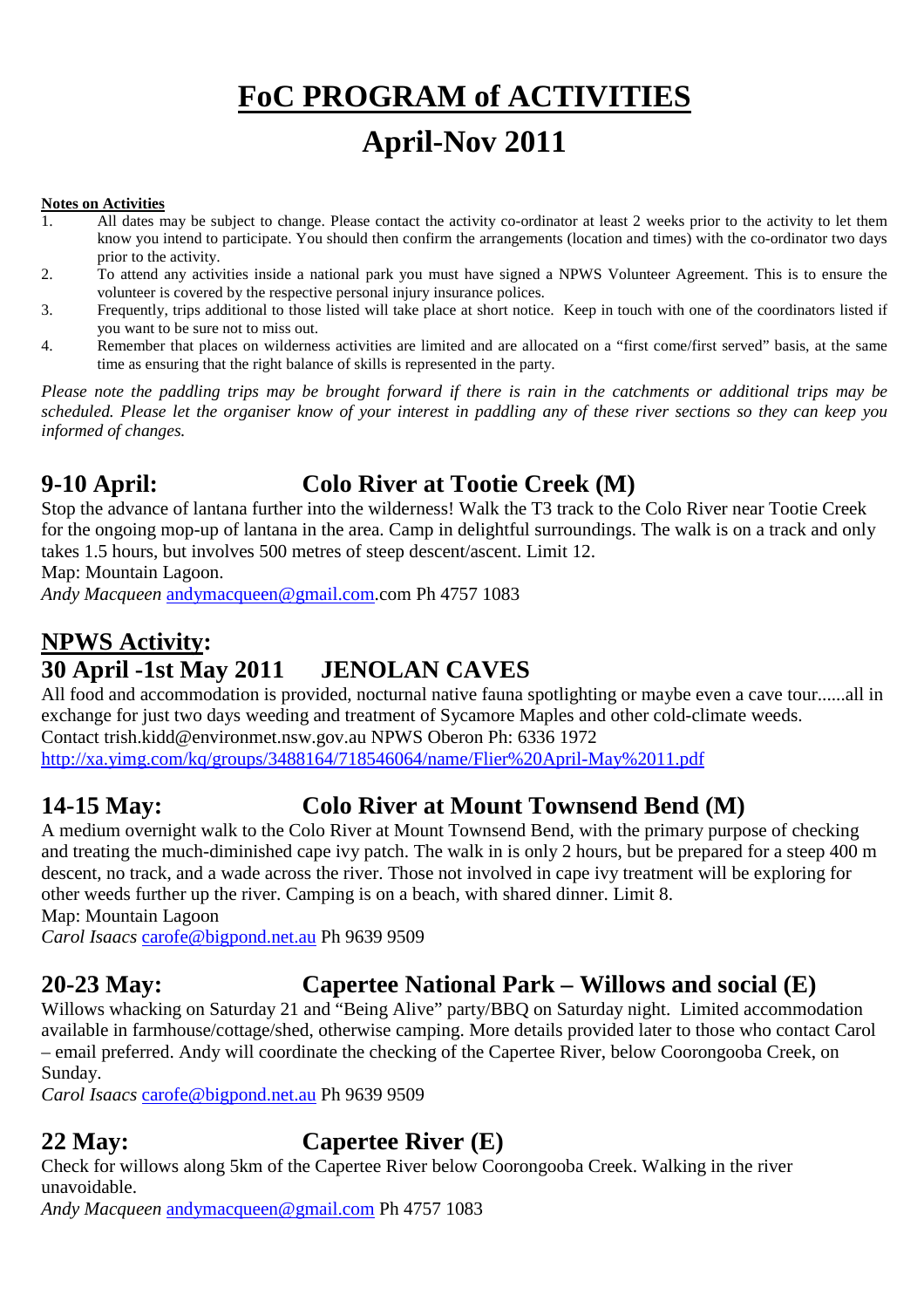# FoC PROGRAM of ACTIVITIES

# April-Nov 2011

**Notes on Activities**

1. All dates may be subject to change. Please contact the activity co-ordinator at least 2 weeks prior to the activity to let them know you intend to participate. You should then confirm the arrangements (location and times) with the co-ordinator two days prior to the activity.
2. To attend any activities inside a national park you must have signed a NPWS Volunteer Agreement. This is to ensure the volunteer is covered by the respective personal injury insurance polices.
3. Frequently, trips additional to those listed will take place at short notice. Keep in touch with one of the coordinators listed if you want to be sure not to miss out.
4. Remember that places on wilderness activities are limited and are allocated on a "first come/first served" basis, at the same time as ensuring that the right balance of skills is represented in the party.

*Please note the paddling trips may be brought forward if there is rain in the catchments or additional trips may be scheduled. Please let the organiser know of your interest in paddling any of these river sections so they can keep you informed of changes.*

## 9-10 April: Colo River at Tootie Creek (M)

Stop the advance of lantana further into the wilderness! Walk the T3 track to the Colo River near Tootie Creek for the ongoing mop-up of lantana in the area. Camp in delightful surroundings. The walk is on a track and only takes 1.5 hours, but involves 500 metres of steep descent/ascent. Limit 12.

Map: Mountain Lagoon.

*Andy Macqueen* andymacqueen@gmail.com.com Ph 4757 1083

## NPWS Activity:

## 30 April -1st May 2011 JENOLAN CAVES

All food and accommodation is provided, nocturnal native fauna spotlighting or maybe even a cave tour......all in exchange for just two days weeding and treatment of Sycamore Maples and other cold-climate weeds.

Contact trish.kidd@environmet.nsw.gov.au NPWS Oberon Ph: 6336 1972

http://xa.yimg.com/kq/groups/3488164/718546064/name/Flier%20April-May%2011.pdf

## 14-15 May: Colo River at Mount Townsend Bend (M)

A medium overnight walk to the Colo River at Mount Townsend Bend, with the primary purpose of checking and treating the much-diminished cape ivy patch. The walk in is only 2 hours, but be prepared for a steep 400 m descent, no track, and a wade across the river. Those not involved in cape ivy treatment will be exploring for other weeds further up the river. Camping is on a beach, with shared dinner. Limit 8.

Map: Mountain Lagoon

*Carol Isaacs* carofe@bigpond.net.au Ph 9639 9509

## 20-23 May: Capertee National Park – Willows and social (E)

Willows whacking on Saturday 21 and "Being Alive" party/BBQ on Saturday night. Limited accommodation available in farmhouse/cottage/shed, otherwise camping. More details provided later to those who contact Carol – email preferred. Andy will coordinate the checking of the Capertee River, below Coorongooba Creek, on Sunday.

*Carol Isaacs* carofe@bigpond.net.au Ph 9639 9509

## 22 May: Capertee River (E)

Check for willows along 5km of the Capertee River below Coorongooba Creek. Walking in the river unavoidable.

*Andy Macqueen* andymacqueen@gmail.com Ph 4757 1083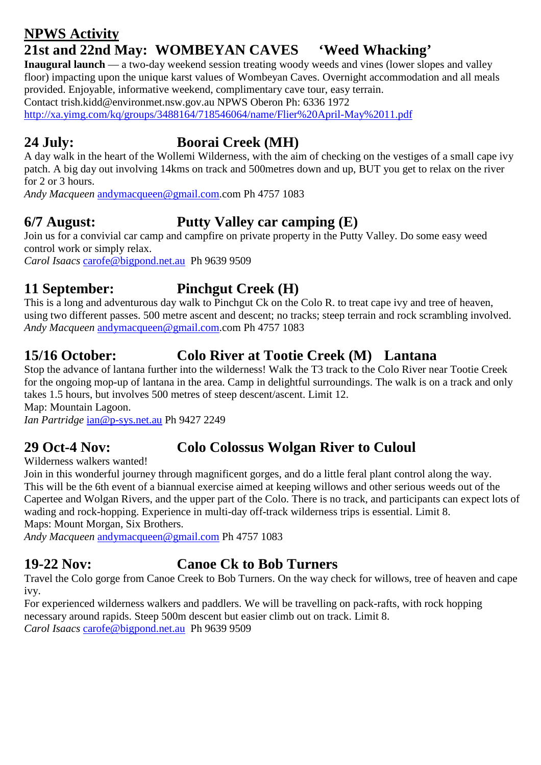## NPWS Activity

## 21st and 22nd May: WOMBEYAN CAVES 'Weed Whacking'

**Inaugural launch** — a two-day weekend session treating woody weeds and vines (lower slopes and valley floor) impacting upon the unique karst values of Wombeyan Caves. Overnight accommodation and all meals provided. Enjoyable, informative weekend, complimentary cave tour, easy terrain.
Contact trish.kidd@environmet.nsw.gov.au NPWS Oberon Ph: 6336 1972
http://xa.yimg.com/kq/groups/3488164/718546064/name/Flier%20April-May%2011.pdf

## 24 July: Boorai Creek (MH)

A day walk in the heart of the Wollemi Wilderness, with the aim of checking on the vestiges of a small cape ivy patch. A big day out involving 14kms on track and 500metres down and up, BUT you get to relax on the river for 2 or 3 hours.
*Andy Macqueen* andymacqueen@gmail.com.com Ph 4757 1083

## 6/7 August: Putty Valley car camping (E)

Join us for a convivial car camp and campfire on private property in the Putty Valley. Do some easy weed control work or simply relax.
*Carol Isaacs* carofe@bigpond.net.au Ph 9639 9509

## 11 September: Pinchgut Creek (H)

This is a long and adventurous day walk to Pinchgut Ck on the Colo R. to treat cape ivy and tree of heaven, using two different passes. 500 metre ascent and descent; no tracks; steep terrain and rock scrambling involved.
*Andy Macqueen* andymacqueen@gmail.com.com Ph 4757 1083

## 15/16 October: Colo River at Tootie Creek (M) Lantana

Stop the advance of lantana further into the wilderness! Walk the T3 track to the Colo River near Tootie Creek for the ongoing mop-up of lantana in the area. Camp in delightful surroundings. The walk is on a track and only takes 1.5 hours, but involves 500 metres of steep descent/ascent. Limit 12.
Map: Mountain Lagoon.
*Ian Partridge* ian@p-sys.net.au Ph 9427 2249

## 29 Oct-4 Nov: Colo Colossus Wolgan River to Culoul

Wilderness walkers wanted!
Join in this wonderful journey through magnificent gorges, and do a little feral plant control along the way. This will be the 6th event of a biannual exercise aimed at keeping willows and other serious weeds out of the Capertee and Wolgan Rivers, and the upper part of the Colo. There is no track, and participants can expect lots of wading and rock-hopping. Experience in multi-day off-track wilderness trips is essential. Limit 8.
Maps: Mount Morgan, Six Brothers.
*Andy Macqueen* andymacqueen@gmail.com Ph 4757 1083

## 19-22 Nov: Canoe Ck to Bob Turners

Travel the Colo gorge from Canoe Creek to Bob Turners. On the way check for willows, tree of heaven and cape ivy.
For experienced wilderness walkers and paddlers. We will be travelling on pack-rafts, with rock hopping necessary around rapids. Steep 500m descent but easier climb out on track. Limit 8.
*Carol Isaacs* carofe@bigpond.net.au Ph 9639 9509